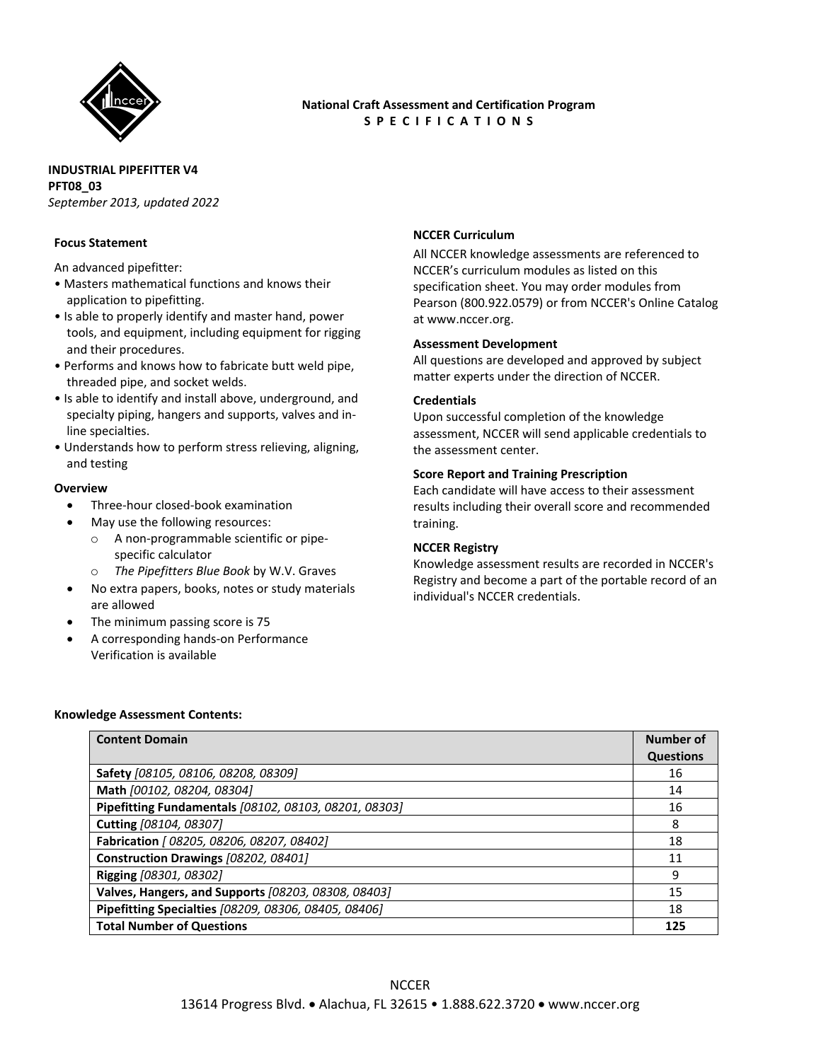**National Craft Assessment and Certification Program**
**S P E C I F I C A T I O N S**

**INDUSTRIAL PIPEFITTER V4**
**PFT08_03**
*September 2013, updated 2022*

### Focus Statement

An advanced pipefitter:

- Masters mathematical functions and knows their application to pipefitting.
- Is able to properly identify and master hand, power tools, and equipment, including equipment for rigging and their procedures.
- Performs and knows how to fabricate butt weld pipe, threaded pipe, and socket welds.
- Is able to identify and install above, underground, and specialty piping, hangers and supports, valves and in-line specialties.
- Understands how to perform stress relieving, aligning, and testing

### Overview

- Three-hour closed-book examination
- May use the following resources:
  - A non-programmable scientific or pipe-specific calculator
  - *The Pipefitters Blue Book* by W.V. Graves
- No extra papers, books, notes or study materials are allowed
- The minimum passing score is 75
- A corresponding hands-on Performance Verification is available

### NCCER Curriculum

All NCCER knowledge assessments are referenced to NCCER's curriculum modules as listed on this specification sheet. You may order modules from Pearson (800.922.0579) or from NCCER's Online Catalog at www.nccer.org.

### Assessment Development

All questions are developed and approved by subject matter experts under the direction of NCCER.

### Credentials

Upon successful completion of the knowledge assessment, NCCER will send applicable credentials to the assessment center.

### Score Report and Training Prescription

Each candidate will have access to their assessment results including their overall score and recommended training.

### NCCER Registry

Knowledge assessment results are recorded in NCCER's Registry and become a part of the portable record of an individual's NCCER credentials.

### Knowledge Assessment Contents:

| Content Domain | Number of Questions |
|---|---|
| **Safety** *[08105, 08106, 08208, 08309]* | 16 |
| **Math** *[00102, 08204, 08304]* | 14 |
| **Pipefitting Fundamentals** *[08102, 08103, 08201, 08303]* | 16 |
| **Cutting** *[08104, 08307]* | 8 |
| **Fabrication** *[ 08205, 08206, 08207, 08402]* | 18 |
| **Construction Drawings** *[08202, 08401]* | 11 |
| **Rigging** *[08301, 08302]* | 9 |
| **Valves, Hangers, and Supports** *[08203, 08308, 08403]* | 15 |
| **Pipefitting Specialties** *[08209, 08306, 08405, 08406]* | 18 |
| **Total Number of Questions** | **125** |

NCCER
13614 Progress Blvd. • Alachua, FL 32615 • 1.888.622.3720 • www.nccer.org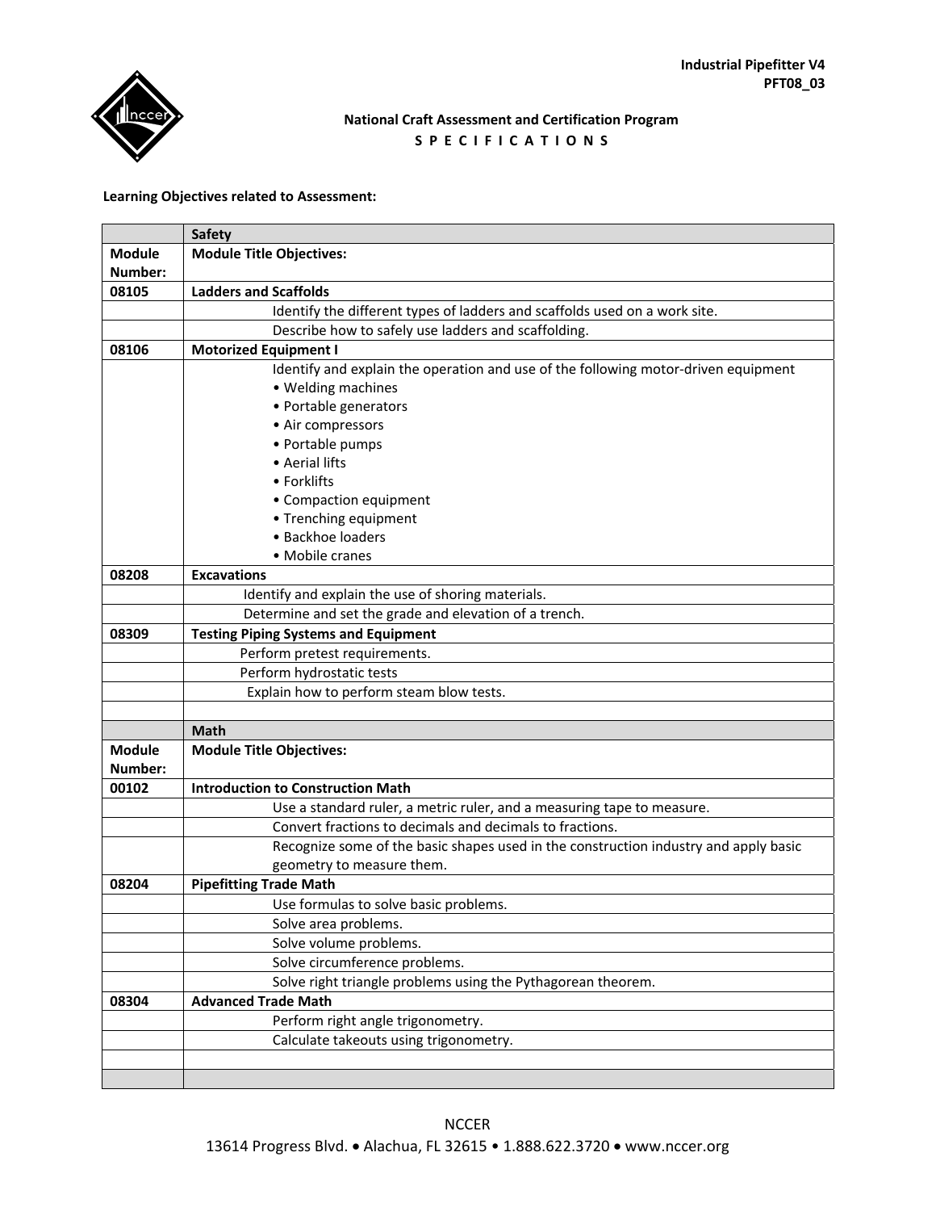**Industrial Pipefitter V4**
**PFT08_03**

**National Craft Assessment and Certification Program**
**S P E C I F I C A T I O N S**

**Learning Objectives related to Assessment:**

| | |
|---|---|
| | **Safety** |
| **Module Number:** | **Module Title Objectives:** |
| **08105** | **Ladders and Scaffolds** |
| | Identify the different types of ladders and scaffolds used on a work site. |
| | Describe how to safely use ladders and scaffolding. |
| **08106** | **Motorized Equipment I** |
| | Identify and explain the operation and use of the following motor-driven equipment<br>• Welding machines<br>• Portable generators<br>• Air compressors<br>• Portable pumps<br>• Aerial lifts<br>• Forklifts<br>• Compaction equipment<br>• Trenching equipment<br>• Backhoe loaders<br>• Mobile cranes |
| **08208** | **Excavations** |
| | Identify and explain the use of shoring materials. |
| | Determine and set the grade and elevation of a trench. |
| **08309** | **Testing Piping Systems and Equipment** |
| | Perform pretest requirements. |
| | Perform hydrostatic tests |
| | Explain how to perform steam blow tests. |
| | |
| | **Math** |
| **Module Number:** | **Module Title Objectives:** |
| **00102** | **Introduction to Construction Math** |
| | Use a standard ruler, a metric ruler, and a measuring tape to measure. |
| | Convert fractions to decimals and decimals to fractions. |
| | Recognize some of the basic shapes used in the construction industry and apply basic geometry to measure them. |
| **08204** | **Pipefitting Trade Math** |
| | Use formulas to solve basic problems. |
| | Solve area problems. |
| | Solve volume problems. |
| | Solve circumference problems. |
| | Solve right triangle problems using the Pythagorean theorem. |
| **08304** | **Advanced Trade Math** |
| | Perform right angle trigonometry. |
| | Calculate takeouts using trigonometry. |
| | |
| | |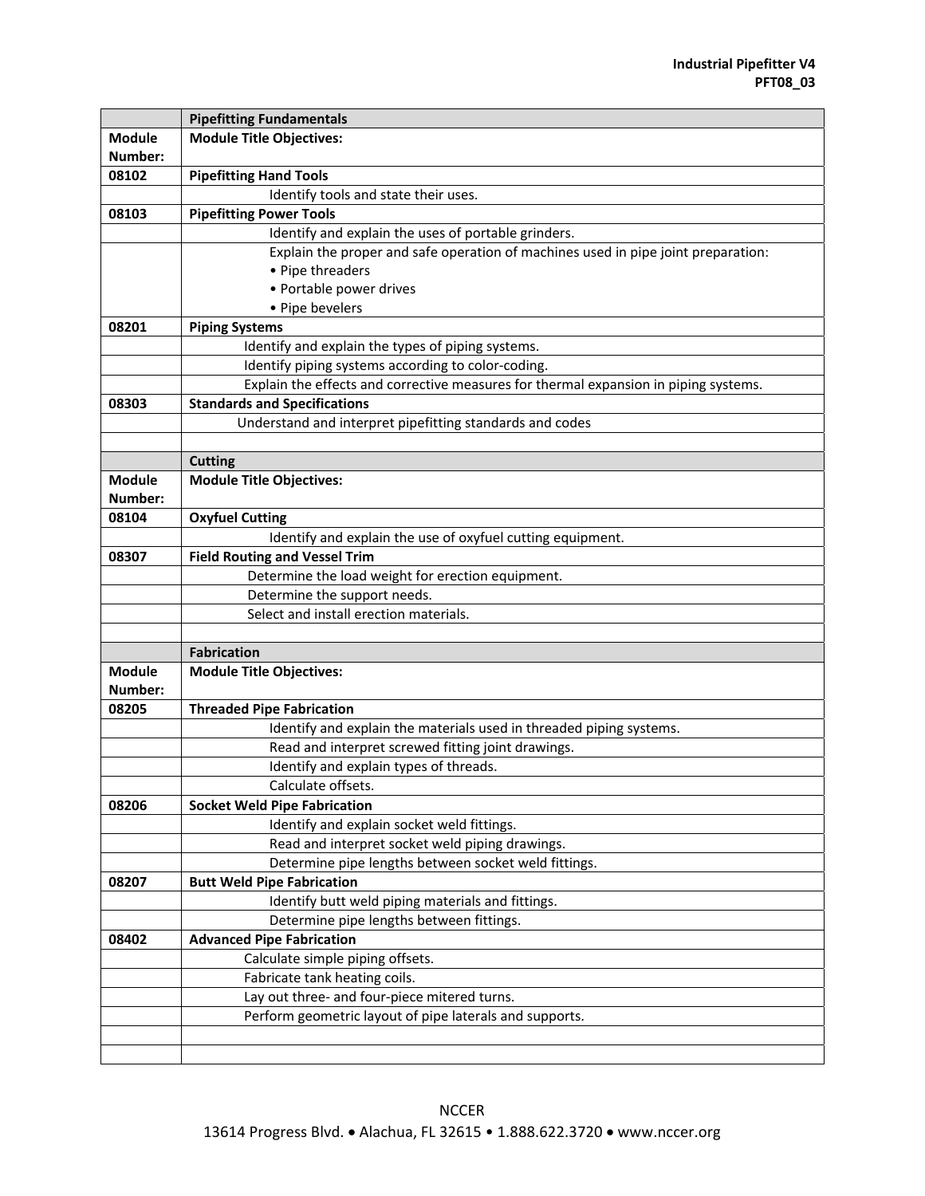| | Pipefitting Fundamentals |
|---|---|
| **Module Number:** | **Module Title Objectives:** |
| **08102** | **Pipefitting Hand Tools** |
| | Identify tools and state their uses. |
| **08103** | **Pipefitting Power Tools** |
| | Identify and explain the uses of portable grinders. |
| | Explain the proper and safe operation of machines used in pipe joint preparation:<br>• Pipe threaders<br>• Portable power drives<br>• Pipe bevelers |
| **08201** | **Piping Systems** |
| | Identify and explain the types of piping systems. |
| | Identify piping systems according to color-coding. |
| | Explain the effects and corrective measures for thermal expansion in piping systems. |
| **08303** | **Standards and Specifications** |
| | Understand and interpret pipefitting standards and codes |
| | |
| | **Cutting** |
| **Module Number:** | **Module Title Objectives:** |
| **08104** | **Oxyfuel Cutting** |
| | Identify and explain the use of oxyfuel cutting equipment. |
| **08307** | **Field Routing and Vessel Trim** |
| | Determine the load weight for erection equipment. |
| | Determine the support needs. |
| | Select and install erection materials. |
| | |
| | **Fabrication** |
| **Module Number:** | **Module Title Objectives:** |
| **08205** | **Threaded Pipe Fabrication** |
| | Identify and explain the materials used in threaded piping systems. |
| | Read and interpret screwed fitting joint drawings. |
| | Identify and explain types of threads. |
| | Calculate offsets. |
| **08206** | **Socket Weld Pipe Fabrication** |
| | Identify and explain socket weld fittings. |
| | Read and interpret socket weld piping drawings. |
| | Determine pipe lengths between socket weld fittings. |
| **08207** | **Butt Weld Pipe Fabrication** |
| | Identify butt weld piping materials and fittings. |
| | Determine pipe lengths between fittings. |
| **08402** | **Advanced Pipe Fabrication** |
| | Calculate simple piping offsets. |
| | Fabricate tank heating coils. |
| | Lay out three- and four-piece mitered turns. |
| | Perform geometric layout of pipe laterals and supports. |
| | |
| | |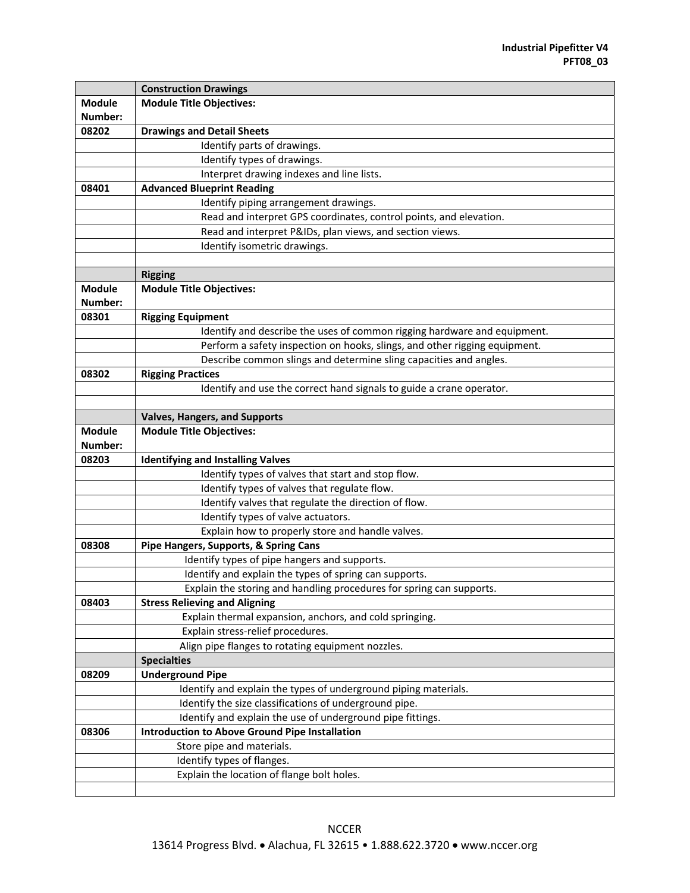| | Construction Drawings |
|---|---|
| **Module Number:** | **Module Title Objectives:** |
| **08202** | **Drawings and Detail Sheets** |
| | Identify parts of drawings. |
| | Identify types of drawings. |
| | Interpret drawing indexes and line lists. |
| **08401** | **Advanced Blueprint Reading** |
| | Identify piping arrangement drawings. |
| | Read and interpret GPS coordinates, control points, and elevation. |
| | Read and interpret P&IDs, plan views, and section views. |
| | Identify isometric drawings. |
| | |
| | **Rigging** |
| **Module Number:** | **Module Title Objectives:** |
| **08301** | **Rigging Equipment** |
| | Identify and describe the uses of common rigging hardware and equipment. |
| | Perform a safety inspection on hooks, slings, and other rigging equipment. |
| | Describe common slings and determine sling capacities and angles. |
| **08302** | **Rigging Practices** |
| | Identify and use the correct hand signals to guide a crane operator. |
| | |
| | **Valves, Hangers, and Supports** |
| **Module Number:** | **Module Title Objectives:** |
| **08203** | **Identifying and Installing Valves** |
| | Identify types of valves that start and stop flow. |
| | Identify types of valves that regulate flow. |
| | Identify valves that regulate the direction of flow. |
| | Identify types of valve actuators. |
| | Explain how to properly store and handle valves. |
| **08308** | **Pipe Hangers, Supports, & Spring Cans** |
| | Identify types of pipe hangers and supports. |
| | Identify and explain the types of spring can supports. |
| | Explain the storing and handling procedures for spring can supports. |
| **08403** | **Stress Relieving and Aligning** |
| | Explain thermal expansion, anchors, and cold springing. |
| | Explain stress-relief procedures. |
| | Align pipe flanges to rotating equipment nozzles. |
| | **Specialties** |
| **08209** | **Underground Pipe** |
| | Identify and explain the types of underground piping materials. |
| | Identify the size classifications of underground pipe. |
| | Identify and explain the use of underground pipe fittings. |
| **08306** | **Introduction to Above Ground Pipe Installation** |
| | Store pipe and materials. |
| | Identify types of flanges. |
| | Explain the location of flange bolt holes. |
| | |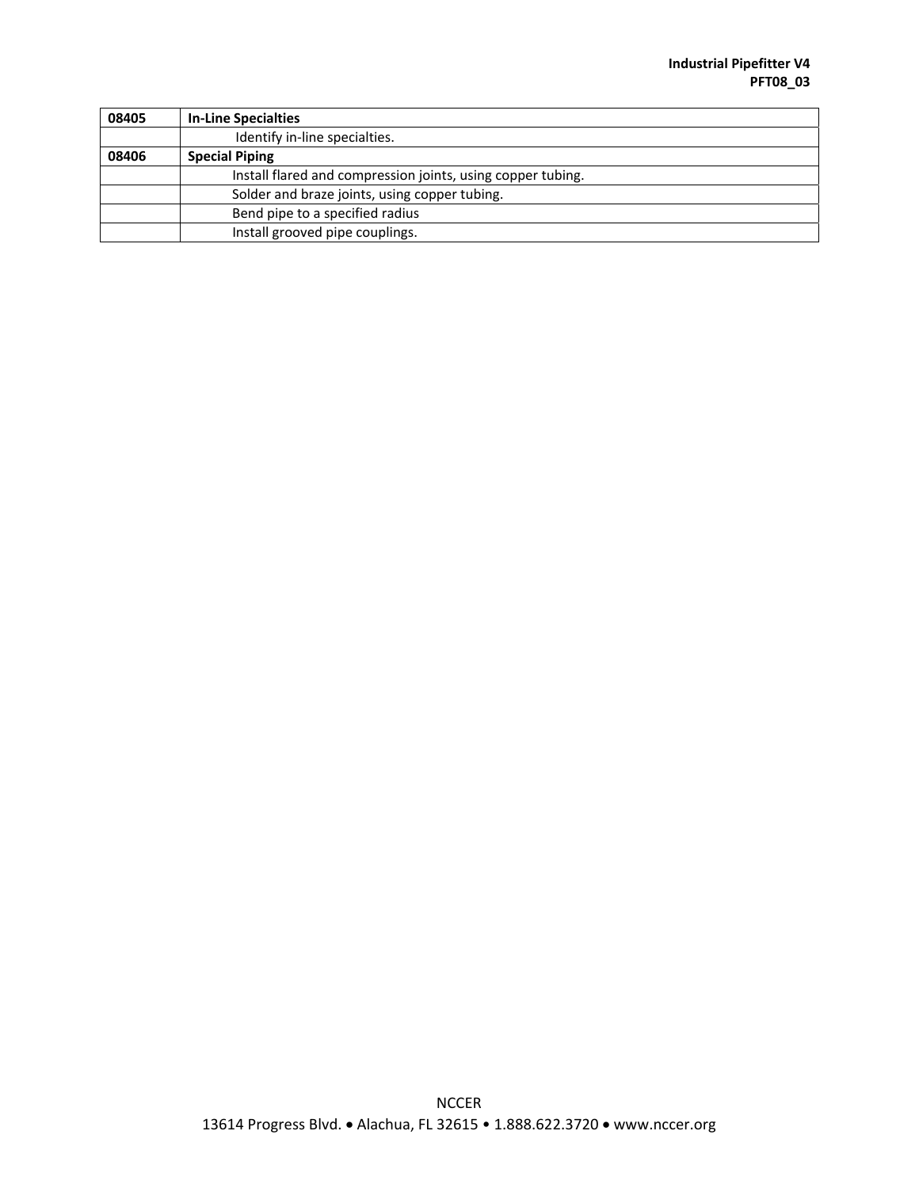| | |
|---|---|
| **08405** | **In-Line Specialties** |
| | Identify in-line specialties. |
| **08406** | **Special Piping** |
| | Install flared and compression joints, using copper tubing. |
| | Solder and braze joints, using copper tubing. |
| | Bend pipe to a specified radius |
| | Install grooved pipe couplings. |